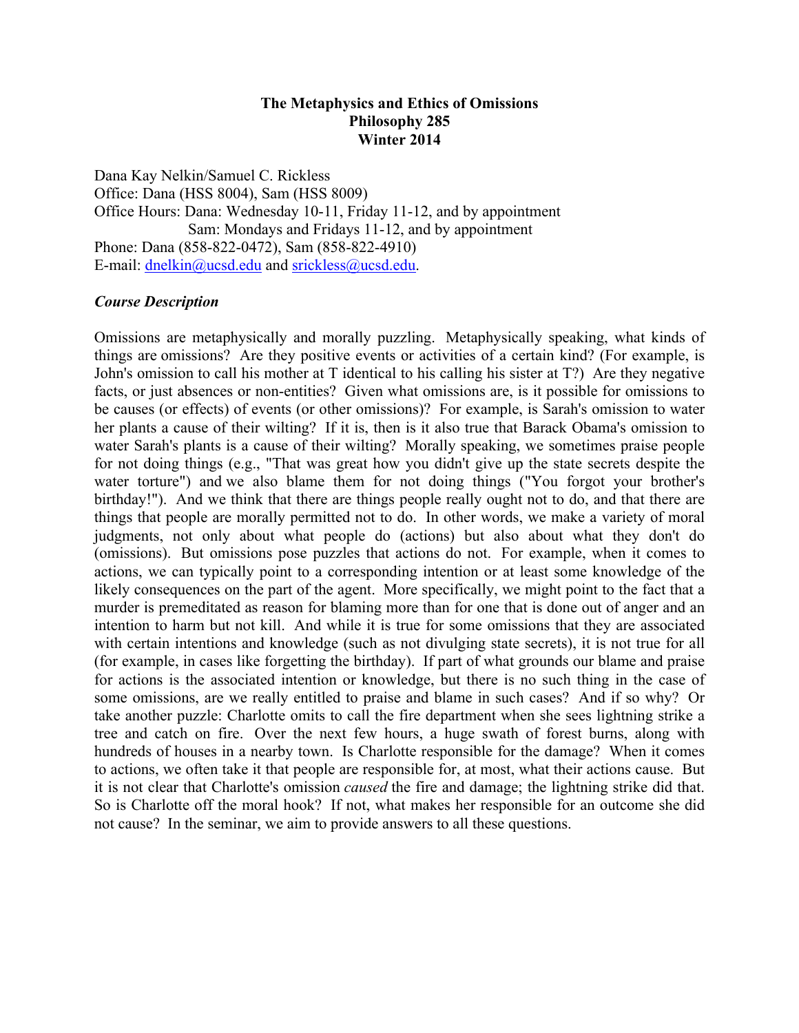**The Metaphysics and Ethics of Omissions**
**Philosophy 285**
**Winter 2014**

Dana Kay Nelkin/Samuel C. Rickless
Office: Dana (HSS 8004), Sam (HSS 8009)
Office Hours: Dana: Wednesday 10-11, Friday 11-12, and by appointment
Sam: Mondays and Fridays 11-12, and by appointment
Phone: Dana (858-822-0472), Sam (858-822-4910)
E-mail: dnelkin@ucsd.edu and srickless@ucsd.edu.

***Course Description***

Omissions are metaphysically and morally puzzling. Metaphysically speaking, what kinds of things are omissions? Are they positive events or activities of a certain kind? (For example, is John's omission to call his mother at T identical to his calling his sister at T?) Are they negative facts, or just absences or non-entities? Given what omissions are, is it possible for omissions to be causes (or effects) of events (or other omissions)? For example, is Sarah's omission to water her plants a cause of their wilting? If it is, then is it also true that Barack Obama's omission to water Sarah's plants is a cause of their wilting? Morally speaking, we sometimes praise people for not doing things (e.g., "That was great how you didn't give up the state secrets despite the water torture") and we also blame them for not doing things ("You forgot your brother's birthday!"). And we think that there are things people really ought not to do, and that there are things that people are morally permitted not to do. In other words, we make a variety of moral judgments, not only about what people do (actions) but also about what they don't do (omissions). But omissions pose puzzles that actions do not. For example, when it comes to actions, we can typically point to a corresponding intention or at least some knowledge of the likely consequences on the part of the agent. More specifically, we might point to the fact that a murder is premeditated as reason for blaming more than for one that is done out of anger and an intention to harm but not kill. And while it is true for some omissions that they are associated with certain intentions and knowledge (such as not divulging state secrets), it is not true for all (for example, in cases like forgetting the birthday). If part of what grounds our blame and praise for actions is the associated intention or knowledge, but there is no such thing in the case of some omissions, are we really entitled to praise and blame in such cases? And if so why? Or take another puzzle: Charlotte omits to call the fire department when she sees lightning strike a tree and catch on fire. Over the next few hours, a huge swath of forest burns, along with hundreds of houses in a nearby town. Is Charlotte responsible for the damage? When it comes to actions, we often take it that people are responsible for, at most, what their actions cause. But it is not clear that Charlotte's omission *caused* the fire and damage; the lightning strike did that. So is Charlotte off the moral hook? If not, what makes her responsible for an outcome she did not cause? In the seminar, we aim to provide answers to all these questions.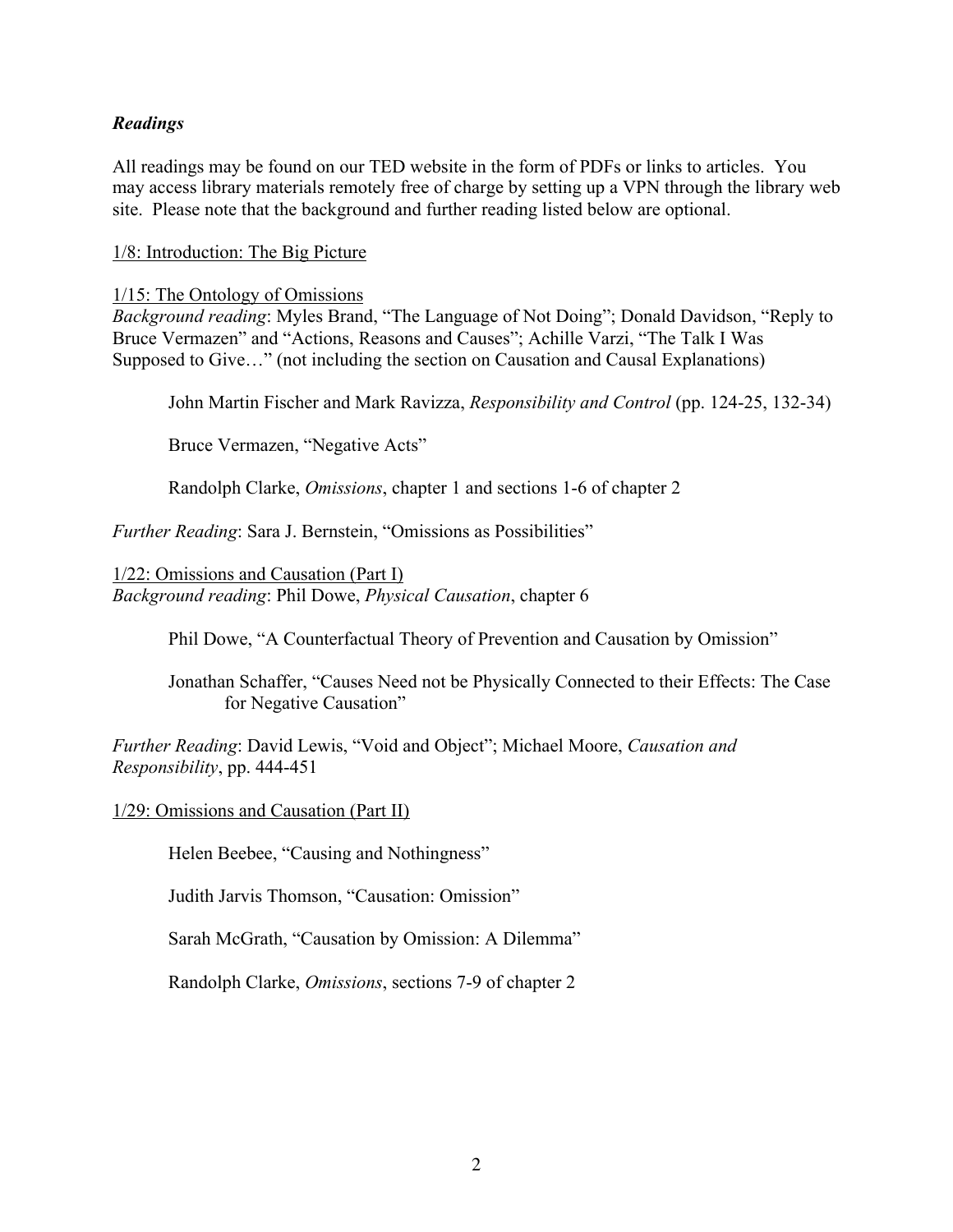### *Readings*

All readings may be found on our TED website in the form of PDFs or links to articles. You may access library materials remotely free of charge by setting up a VPN through the library web site. Please note that the background and further reading listed below are optional.

<u>1/8: Introduction: The Big Picture</u>

<u>1/15: The Ontology of Omissions</u>

*Background reading*: Myles Brand, "The Language of Not Doing"; Donald Davidson, "Reply to Bruce Vermazen" and "Actions, Reasons and Causes"; Achille Varzi, "The Talk I Was Supposed to Give…" (not including the section on Causation and Causal Explanations)

> John Martin Fischer and Mark Ravizza, *Responsibility and Control* (pp. 124-25, 132-34)
>
> Bruce Vermazen, "Negative Acts"
>
> Randolph Clarke, *Omissions*, chapter 1 and sections 1-6 of chapter 2

*Further Reading*: Sara J. Bernstein, "Omissions as Possibilities"

<u>1/22: Omissions and Causation (Part I)</u>

*Background reading*: Phil Dowe, *Physical Causation*, chapter 6

> Phil Dowe, "A Counterfactual Theory of Prevention and Causation by Omission"
>
> Jonathan Schaffer, "Causes Need not be Physically Connected to their Effects: The Case for Negative Causation"

*Further Reading*: David Lewis, "Void and Object"; Michael Moore, *Causation and Responsibility*, pp. 444-451

<u>1/29: Omissions and Causation (Part II)</u>

> Helen Beebee, "Causing and Nothingness"
>
> Judith Jarvis Thomson, "Causation: Omission"
>
> Sarah McGrath, "Causation by Omission: A Dilemma"
>
> Randolph Clarke, *Omissions*, sections 7-9 of chapter 2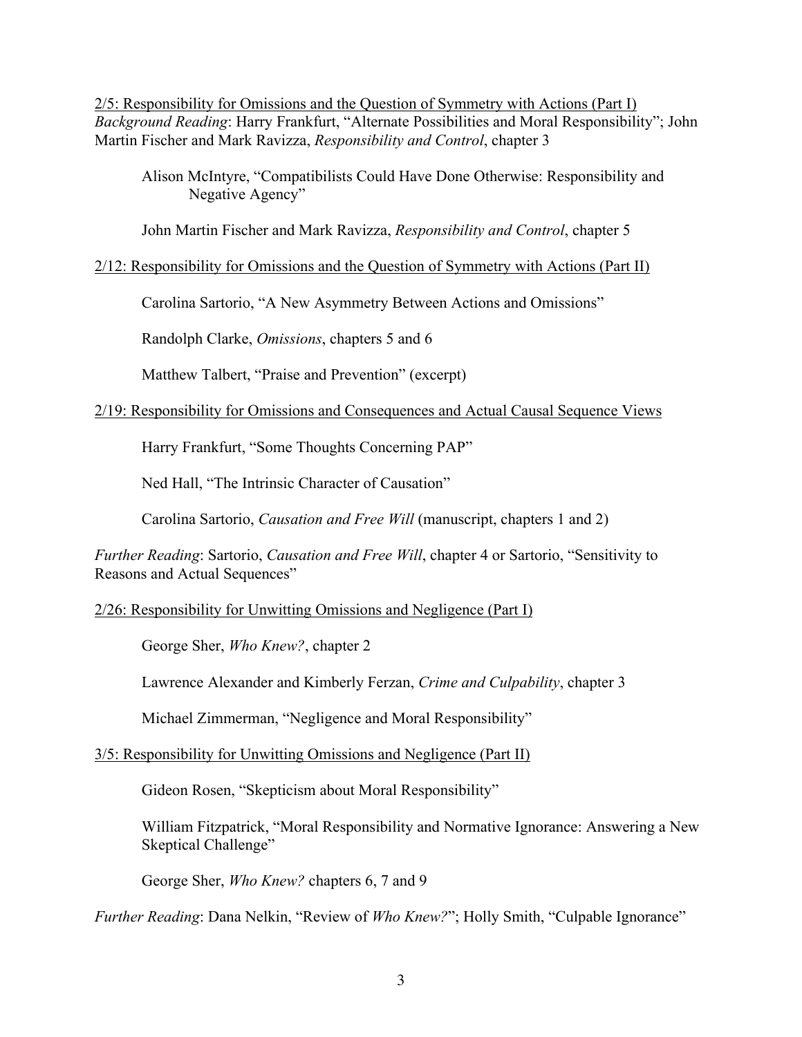<u>2/5: Responsibility for Omissions and the Question of Symmetry with Actions (Part I)</u>
*Background Reading*: Harry Frankfurt, "Alternate Possibilities and Moral Responsibility"; John Martin Fischer and Mark Ravizza, *Responsibility and Control*, chapter 3

Alison McIntyre, "Compatibilists Could Have Done Otherwise: Responsibility and Negative Agency"

John Martin Fischer and Mark Ravizza, *Responsibility and Control*, chapter 5

<u>2/12: Responsibility for Omissions and the Question of Symmetry with Actions (Part II)</u>

Carolina Sartorio, "A New Asymmetry Between Actions and Omissions"

Randolph Clarke, *Omissions*, chapters 5 and 6

Matthew Talbert, "Praise and Prevention" (excerpt)

<u>2/19: Responsibility for Omissions and Consequences and Actual Causal Sequence Views</u>

Harry Frankfurt, "Some Thoughts Concerning PAP"

Ned Hall, "The Intrinsic Character of Causation"

Carolina Sartorio, *Causation and Free Will* (manuscript, chapters 1 and 2)

*Further Reading*: Sartorio, *Causation and Free Will*, chapter 4 or Sartorio, "Sensitivity to Reasons and Actual Sequences"

<u>2/26: Responsibility for Unwitting Omissions and Negligence (Part I)</u>

George Sher, *Who Knew?*, chapter 2

Lawrence Alexander and Kimberly Ferzan, *Crime and Culpability*, chapter 3

Michael Zimmerman, "Negligence and Moral Responsibility"

<u>3/5: Responsibility for Unwitting Omissions and Negligence (Part II)</u>

Gideon Rosen, "Skepticism about Moral Responsibility"

William Fitzpatrick, "Moral Responsibility and Normative Ignorance: Answering a New Skeptical Challenge"

George Sher, *Who Knew?* chapters 6, 7 and 9

*Further Reading*: Dana Nelkin, "Review of *Who Knew?*"; Holly Smith, "Culpable Ignorance"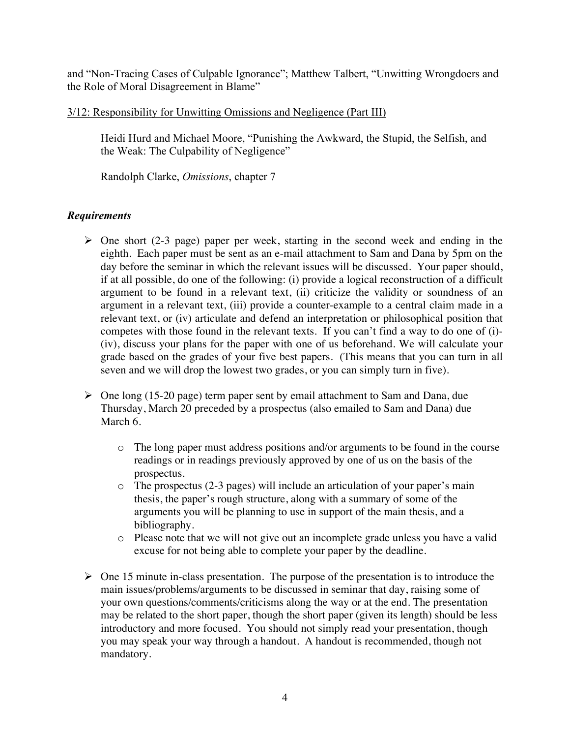and "Non-Tracing Cases of Culpable Ignorance"; Matthew Talbert, "Unwitting Wrongdoers and the Role of Moral Disagreement in Blame"

3/12: Responsibility for Unwitting Omissions and Negligence (Part III)

Heidi Hurd and Michael Moore, "Punishing the Awkward, the Stupid, the Selfish, and the Weak: The Culpability of Negligence"

Randolph Clarke, *Omissions*, chapter 7

### *Requirements*

- One short (2-3 page) paper per week, starting in the second week and ending in the eighth. Each paper must be sent as an e-mail attachment to Sam and Dana by 5pm on the day before the seminar in which the relevant issues will be discussed. Your paper should, if at all possible, do one of the following: (i) provide a logical reconstruction of a difficult argument to be found in a relevant text, (ii) criticize the validity or soundness of an argument in a relevant text, (iii) provide a counter-example to a central claim made in a relevant text, or (iv) articulate and defend an interpretation or philosophical position that competes with those found in the relevant texts. If you can't find a way to do one of (i)-(iv), discuss your plans for the paper with one of us beforehand. We will calculate your grade based on the grades of your five best papers. (This means that you can turn in all seven and we will drop the lowest two grades, or you can simply turn in five).

- One long (15-20 page) term paper sent by email attachment to Sam and Dana, due Thursday, March 20 preceded by a prospectus (also emailed to Sam and Dana) due March 6.
  - The long paper must address positions and/or arguments to be found in the course readings or in readings previously approved by one of us on the basis of the prospectus.
  - The prospectus (2-3 pages) will include an articulation of your paper's main thesis, the paper's rough structure, along with a summary of some of the arguments you will be planning to use in support of the main thesis, and a bibliography.
  - Please note that we will not give out an incomplete grade unless you have a valid excuse for not being able to complete your paper by the deadline.

- One 15 minute in-class presentation. The purpose of the presentation is to introduce the main issues/problems/arguments to be discussed in seminar that day, raising some of your own questions/comments/criticisms along the way or at the end. The presentation may be related to the short paper, though the short paper (given its length) should be less introductory and more focused. You should not simply read your presentation, though you may speak your way through a handout. A handout is recommended, though not mandatory.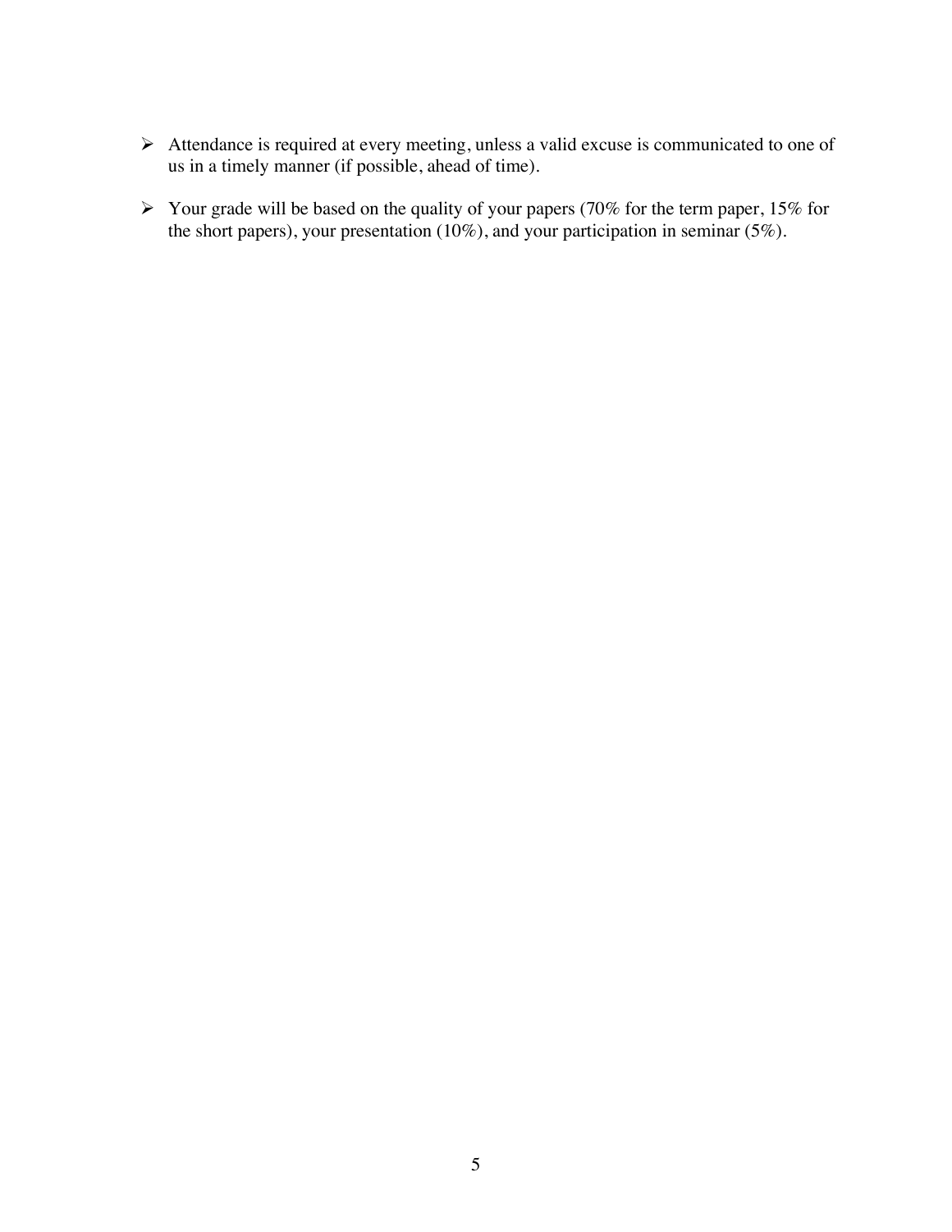- Attendance is required at every meeting, unless a valid excuse is communicated to one of us in a timely manner (if possible, ahead of time).

- Your grade will be based on the quality of your papers (70% for the term paper, 15% for the short papers), your presentation (10%), and your participation in seminar (5%).